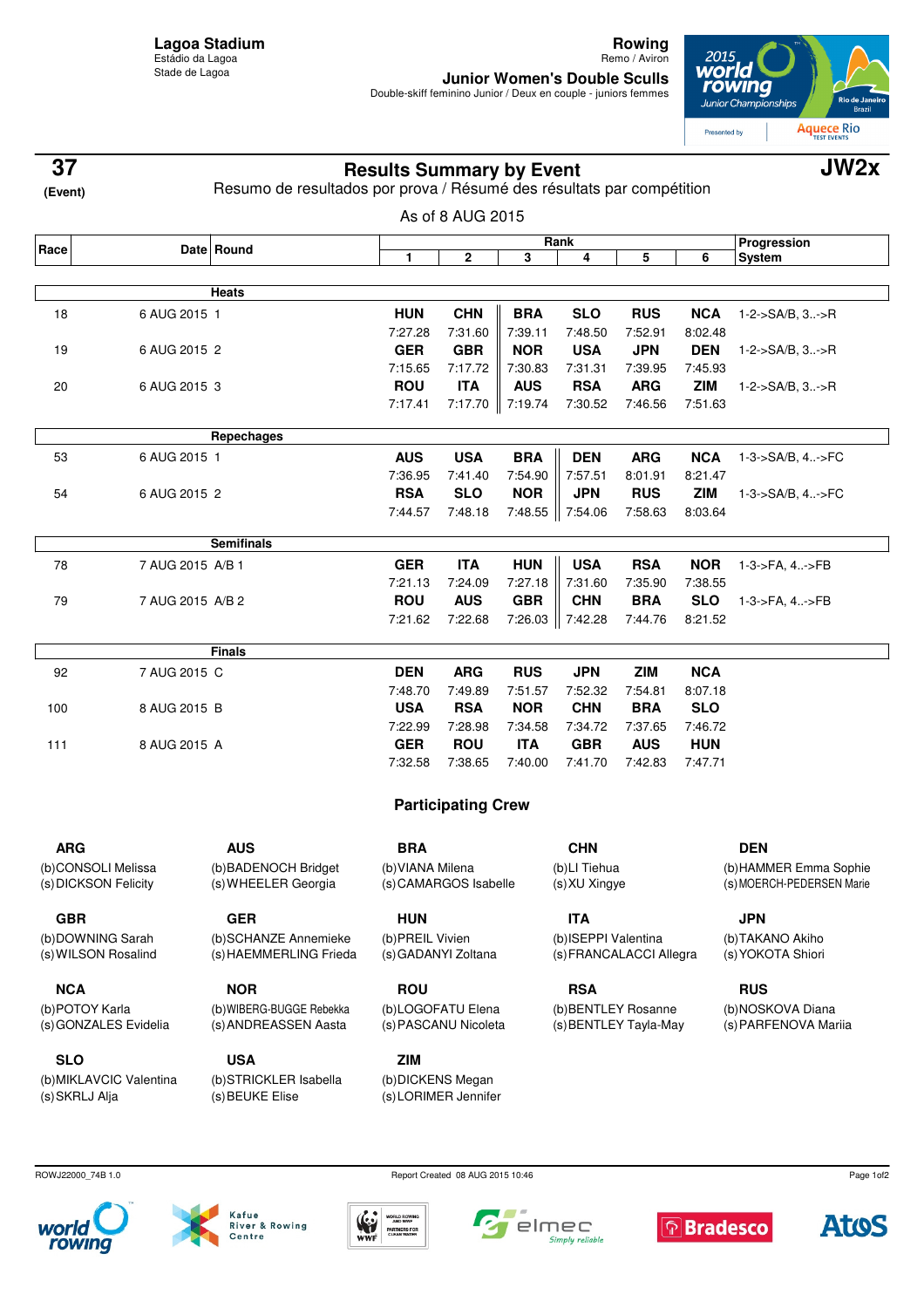**Lagoa Stadium**
Estádio da Lagoa
Stade de Lagoa

**Rowing**
Remo / Aviron

**Junior Women's Double Sculls**
Double-skiff feminino Junior / Deux en couple - juniors femmes

**37** (Event)

# Results Summary by Event

**JW2x**

Resumo de resultados por prova / Résumé des résultats par compétition

As of 8 AUG 2015

| Race | Date | Round | Rank 1 | 2 | 3 | 4 | 5 | 6 | Progression System |
|---|---|---|---|---|---|---|---|---|---|
| | | **Heats** | | | | | | | |
| 18 | 6 AUG 2015 | 1 | **HUN** 7:27.28 | **CHN** 7:31.60 | **BRA** 7:39.11 | **SLO** 7:48.50 | **RUS** 7:52.91 | **NCA** 8:02.48 | 1-2->SA/B, 3..->R |
| 19 | 6 AUG 2015 | 2 | **GER** 7:15.65 | **GBR** 7:17.72 | **NOR** 7:30.83 | **USA** 7:31.31 | **JPN** 7:39.95 | **DEN** 7:45.93 | 1-2->SA/B, 3..->R |
| 20 | 6 AUG 2015 | 3 | **ROU** 7:17.41 | **ITA** 7:17.70 | **AUS** 7:19.74 | **RSA** 7:30.52 | **ARG** 7:46.56 | **ZIM** 7:51.63 | 1-2->SA/B, 3..->R |
| | | **Repechages** | | | | | | | |
| 53 | 6 AUG 2015 | 1 | **AUS** 7:36.95 | **USA** 7:41.40 | **BRA** 7:54.90 | **DEN** 7:57.51 | **ARG** 8:01.91 | **NCA** 8:21.47 | 1-3->SA/B, 4..->FC |
| 54 | 6 AUG 2015 | 2 | **RSA** 7:44.57 | **SLO** 7:48.18 | **NOR** 7:48.55 | **JPN** 7:54.06 | **RUS** 7:58.63 | **ZIM** 8:03.64 | 1-3->SA/B, 4..->FC |
| | | **Semifinals** | | | | | | | |
| 78 | 7 AUG 2015 | A/B 1 | **GER** 7:21.13 | **ITA** 7:24.09 | **HUN** 7:27.18 | **USA** 7:31.60 | **RSA** 7:35.90 | **NOR** 7:38.55 | 1-3->FA, 4..->FB |
| 79 | 7 AUG 2015 | A/B 2 | **ROU** 7:21.62 | **AUS** 7:22.68 | **GBR** 7:26.03 | **CHN** 7:42.28 | **BRA** 7:44.76 | **SLO** 8:21.52 | 1-3->FA, 4..->FB |
| | | **Finals** | | | | | | | |
| 92 | 7 AUG 2015 | C | **DEN** 7:48.70 | **ARG** 7:49.89 | **RUS** 7:51.57 | **JPN** 7:52.32 | **ZIM** 7:54.81 | **NCA** 8:07.18 | |
| 100 | 8 AUG 2015 | B | **USA** 7:22.99 | **RSA** 7:28.98 | **NOR** 7:34.58 | **CHN** 7:34.72 | **BRA** 7:37.65 | **SLO** 7:46.72 | |
| 111 | 8 AUG 2015 | A | **GER** 7:32.58 | **ROU** 7:38.65 | **ITA** 7:40.00 | **GBR** 7:41.70 | **AUS** 7:42.83 | **HUN** 7:47.71 | |

## Participating Crew

**ARG**
(b)CONSOLI Melissa
(s)DICKSON Felicity

**AUS**
(b)BADENOCH Bridget
(s)WHEELER Georgia

**BRA**
(b)VIANA Milena
(s)CAMARGOS Isabelle

**CHN**
(b)LI Tiehua
(s)XU Xingye

**DEN**
(b)HAMMER Emma Sophie
(s)MOERCH-PEDERSEN Marie

**GBR**
(b)DOWNING Sarah
(s)WILSON Rosalind

**GER**
(b)SCHANZE Annemieke
(s)HAEMMERLING Frieda

**HUN**
(b)PREIL Vivien
(s)GADANYI Zoltana

**ITA**
(b)ISEPPI Valentina
(s)FRANCALACCI Allegra

**JPN**
(b)TAKANO Akiho
(s)YOKOTA Shiori

**NCA**
(b)POTOY Karla
(s)GONZALES Evidelia

**NOR**
(b)WIBERG-BUGGE Rebekka
(s)ANDREASSEN Aasta

**ROU**
(b)LOGOFATU Elena
(s)PASCANU Nicoleta

**RSA**
(b)BENTLEY Rosanne
(s)BENTLEY Tayla-May

**RUS**
(b)NOSKOVA Diana
(s)PARFENOVA Mariia

**SLO**
(b)MIKLAVCIC Valentina
(s)SKRLJ Alja

**USA**
(b)STRICKLER Isabella
(s)BEUKE Elise

**ZIM**
(b)DICKENS Megan
(s)LORIMER Jennifer

ROWJ22000_74B 1.0 — Report Created 08 AUG 2015 10:46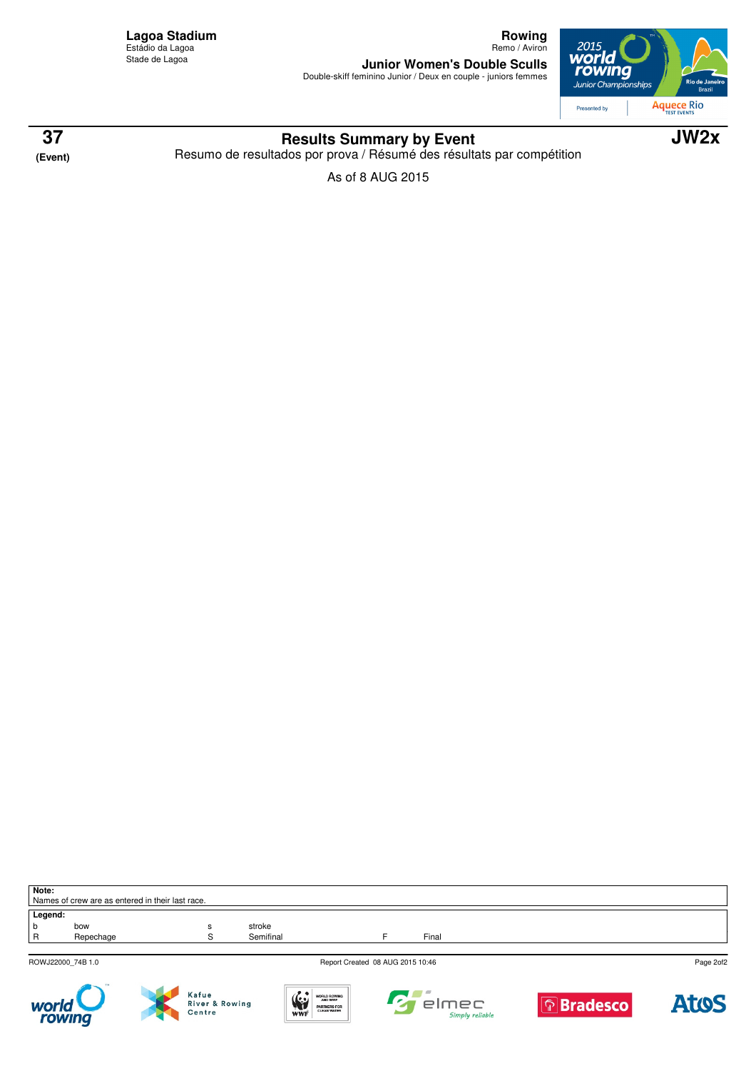**Lagoa Stadium**
Estádio da Lagoa
Stade de Lagoa

**Rowing**
Remo / Aviron

**Junior Women's Double Sculls**
Double-skiff feminino Junior / Deux en couple - juniors femmes

**37**
**(Event)**

# Results Summary by Event

**JW2x**

Resumo de resultados por prova / Résumé des résultats par compétition

As of 8 AUG 2015

**Note:**
Names of crew are as entered in their last race.

**Legend:**

| | | | | | |
|---|---|---|---|---|---|
| b | bow | s | stroke | | |
| R | Repechage | S | Semifinal | F | Final |

ROWJ22000_74B 1.0 Report Created 08 AUG 2015 10:46